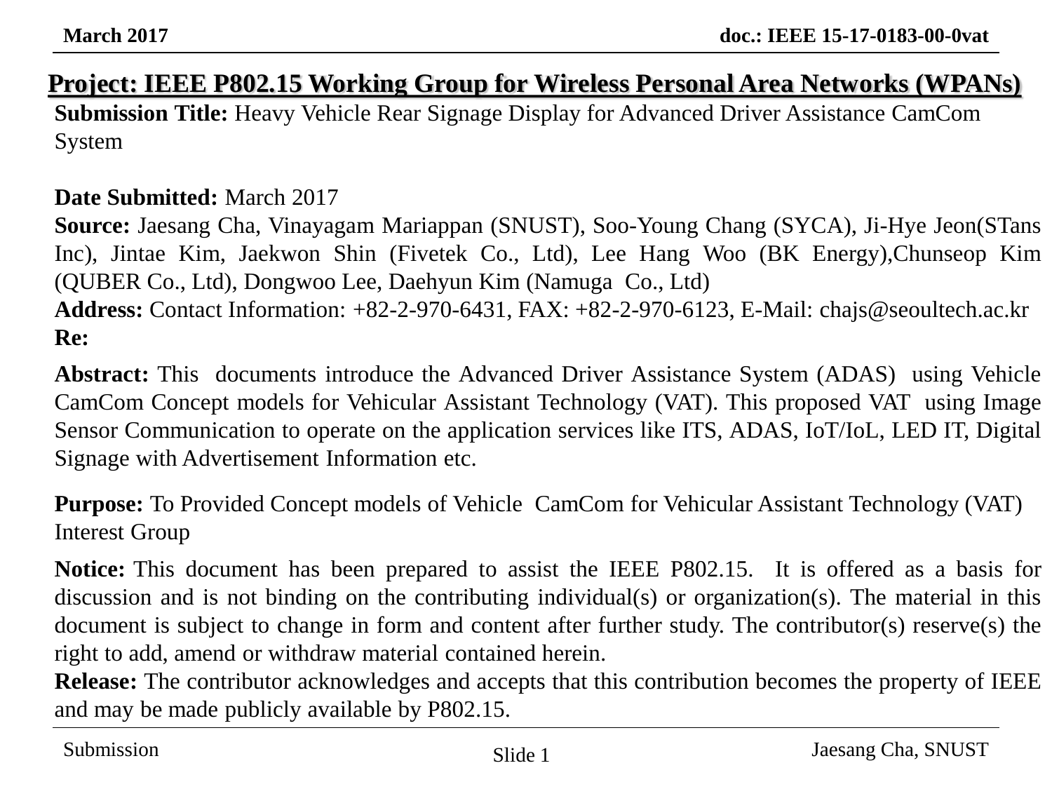**Project: IEEE P802.15 Working Group for Wireless Personal Area Networks (WPANs)**

**Submission Title:** Heavy Vehicle Rear Signage Display for Advanced Driver Assistance CamCom System

**Date Submitted:** March 2017

**Source:** Jaesang Cha, Vinayagam Mariappan (SNUST), Soo-Young Chang (SYCA), Ji-Hye Jeon(STans Inc), Jintae Kim, Jaekwon Shin (Fivetek Co., Ltd), Lee Hang Woo (BK Energy),Chunseop Kim (QUBER Co., Ltd), Dongwoo Lee, Daehyun Kim (Namuga Co., Ltd)

**Address:** Contact Information: +82-2-970-6431, FAX: +82-2-970-6123, E-Mail: chajs@seoultech.ac.kr

**Re:**

**Abstract:** This documents introduce the Advanced Driver Assistance System (ADAS) using Vehicle CamCom Concept models for Vehicular Assistant Technology (VAT). This proposed VAT using Image Sensor Communication to operate on the application services like ITS, ADAS, IoT/IoL, LED IT, Digital Signage with Advertisement Information etc.

**Purpose:** To Provided Concept models of Vehicle CamCom for Vehicular Assistant Technology (VAT) Interest Group

**Notice:** This document has been prepared to assist the IEEE P802.15. It is offered as a basis for discussion and is not binding on the contributing individual(s) or organization(s). The material in this document is subject to change in form and content after further study. The contributor(s) reserve(s) the right to add, amend or withdraw material contained herein.

**Release:** The contributor acknowledges and accepts that this contribution becomes the property of IEEE and may be made publicly available by P802.15.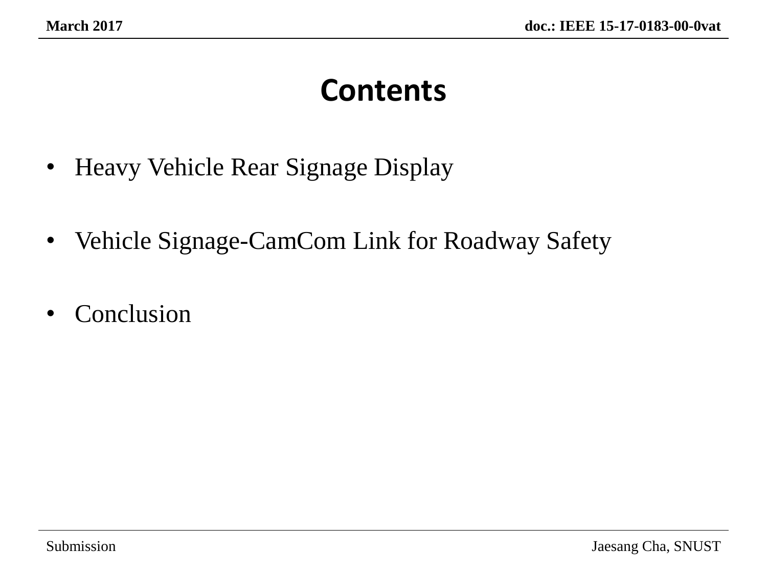# Contents

- Heavy Vehicle Rear Signage Display
- Vehicle Signage-CamCom Link for Roadway Safety
- Conclusion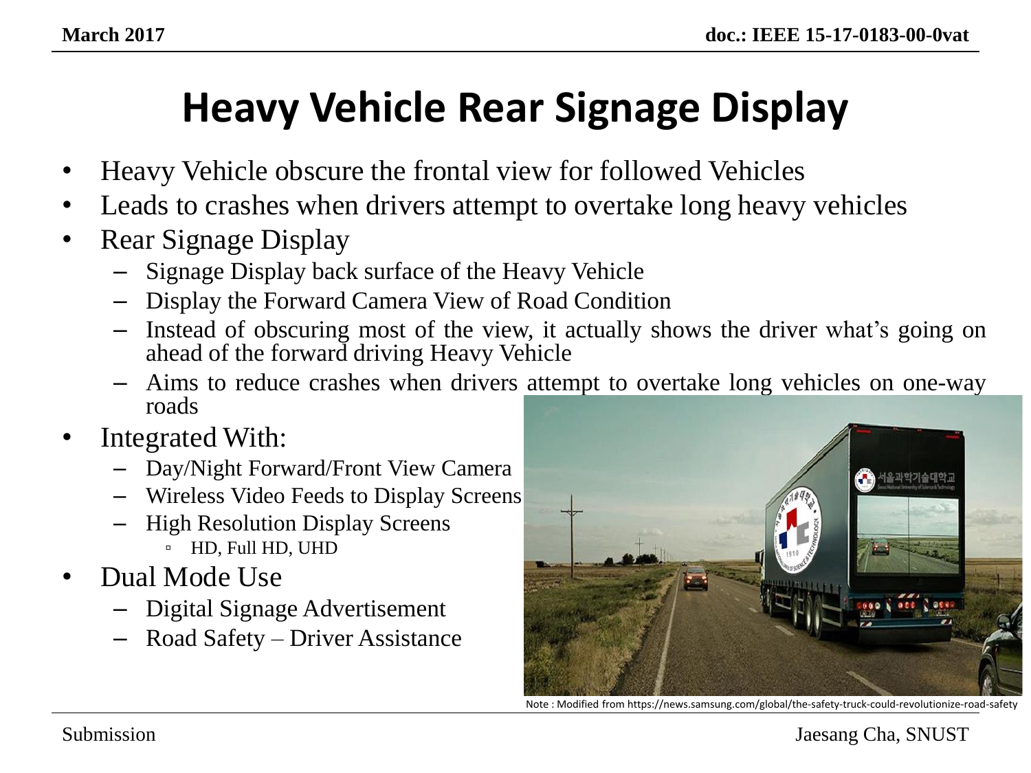# Heavy Vehicle Rear Signage Display

- Heavy Vehicle obscure the frontal view for followed Vehicles
- Leads to crashes when drivers attempt to overtake long heavy vehicles
- Rear Signage Display
  - Signage Display back surface of the Heavy Vehicle
  - Display the Forward Camera View of Road Condition
  - Instead of obscuring most of the view, it actually shows the driver what's going on ahead of the forward driving Heavy Vehicle
  - Aims to reduce crashes when drivers attempt to overtake long vehicles on one-way roads
- Integrated With:
  - Day/Night Forward/Front View Camera
  - Wireless Video Feeds to Display Screens
  - High Resolution Display Screens
    - HD, Full HD, UHD
- Dual Mode Use
  - Digital Signage Advertisement
  - Road Safety – Driver Assistance

Note : Modified from https://news.samsung.com/global/the-safety-truck-could-revolutionize-road-safety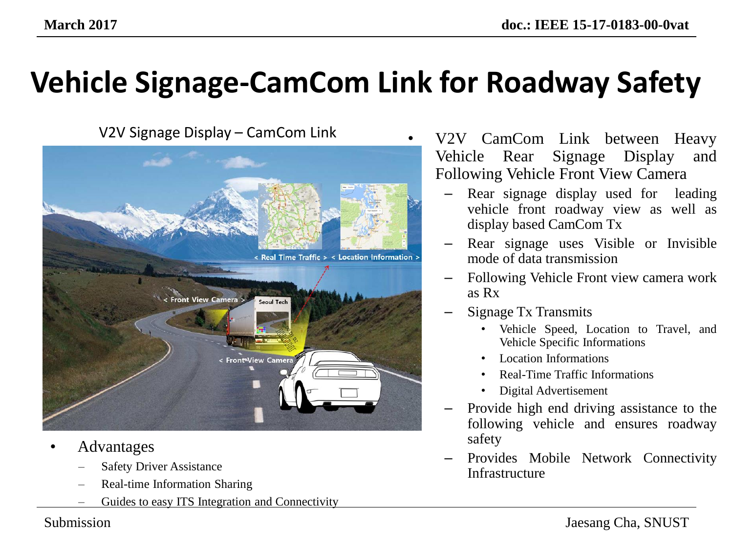# Vehicle Signage-CamCom Link for Roadway Safety

V2V Signage Display – CamCom Link

- Advantages
  - Safety Driver Assistance
  - Real-time Information Sharing
  - Guides to easy ITS Integration and Connectivity

- V2V CamCom Link between Heavy Vehicle Rear Signage Display and Following Vehicle Front View Camera
  - Rear signage display used for leading vehicle front roadway view as well as display based CamCom Tx
  - Rear signage uses Visible or Invisible mode of data transmission
  - Following Vehicle Front view camera work as Rx
  - Signage Tx Transmits
    - Vehicle Speed, Location to Travel, and Vehicle Specific Informations
    - Location Informations
    - Real-Time Traffic Informations
    - Digital Advertisement
  - Provide high end driving assistance to the following vehicle and ensures roadway safety
  - Provides Mobile Network Connectivity Infrastructure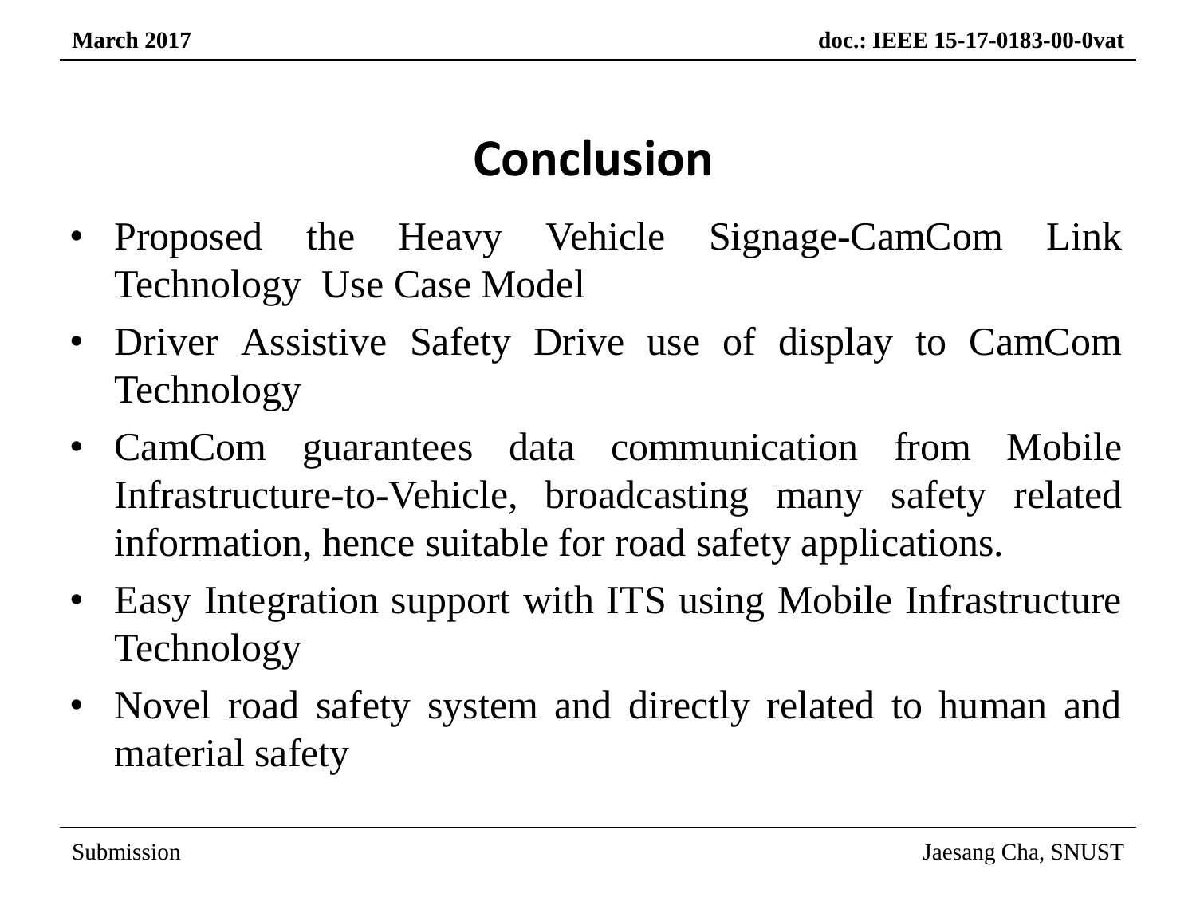# Conclusion

- Proposed the Heavy Vehicle Signage-CamCom Link Technology Use Case Model
- Driver Assistive Safety Drive use of display to CamCom Technology
- CamCom guarantees data communication from Mobile Infrastructure-to-Vehicle, broadcasting many safety related information, hence suitable for road safety applications.
- Easy Integration support with ITS using Mobile Infrastructure Technology
- Novel road safety system and directly related to human and material safety